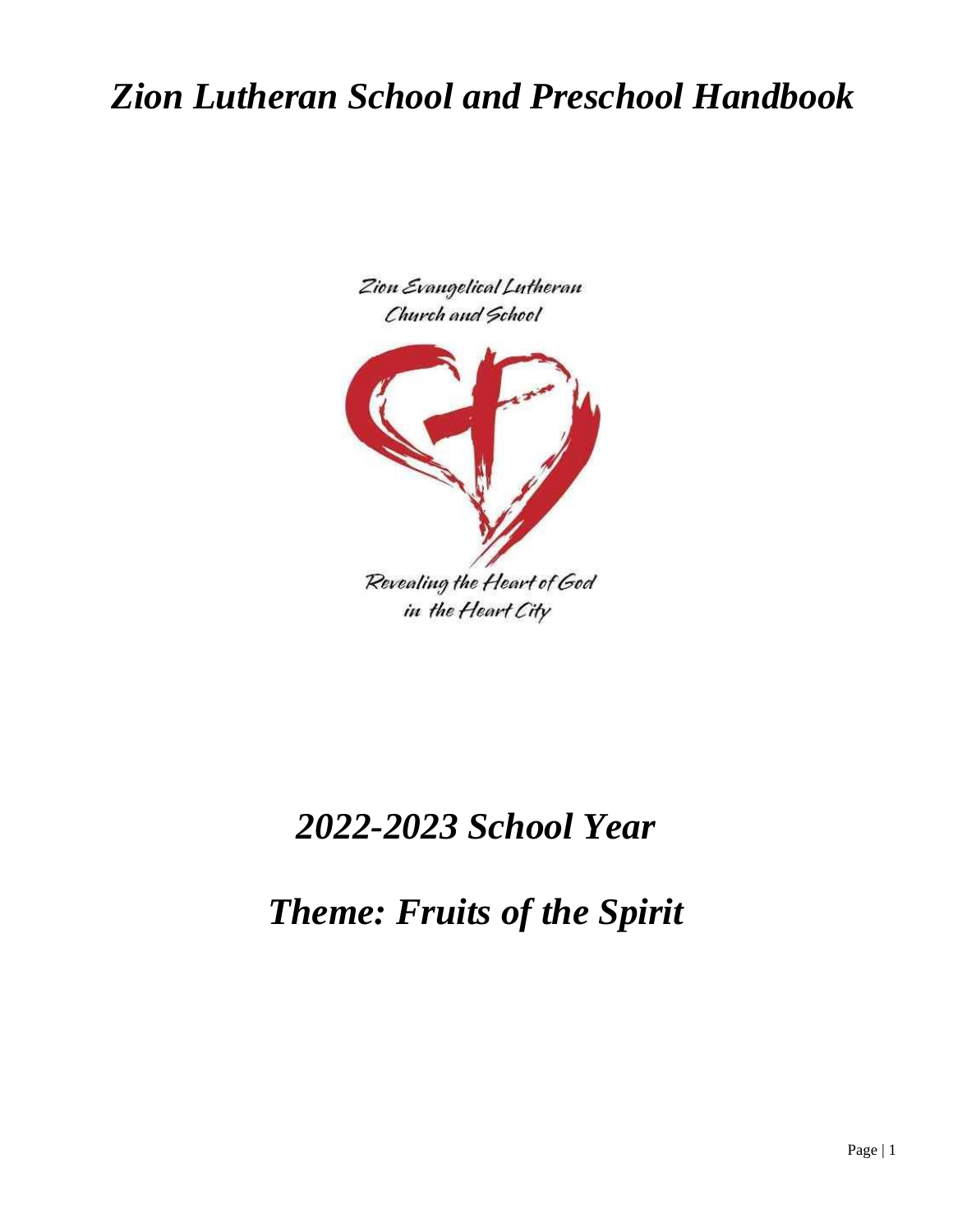# *Zion Lutheran School and Preschool Handbook*

Zion Evangelical Lutheran Church and School

Revealing the Heart of God in the Heart City

## *2022-2023 School Year*

## *Theme: Fruits of the Spirit*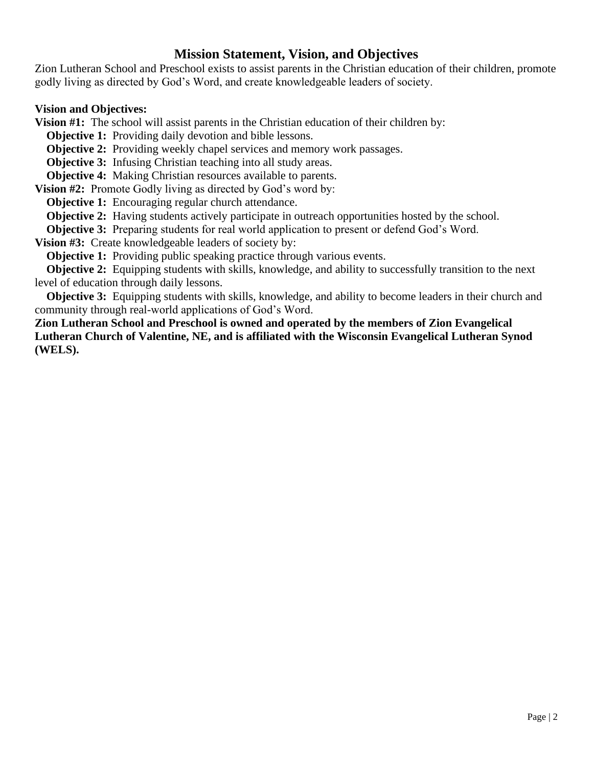# Mission Statement, Vision, and Objectives

Zion Lutheran School and Preschool exists to assist parents in the Christian education of their children, promote godly living as directed by God's Word, and create knowledgeable leaders of society.

**Vision and Objectives:**

**Vision #1:** The school will assist parents in the Christian education of their children by:

- **Objective 1:** Providing daily devotion and bible lessons.
- **Objective 2:** Providing weekly chapel services and memory work passages.
- **Objective 3:** Infusing Christian teaching into all study areas.
- **Objective 4:** Making Christian resources available to parents.

**Vision #2:** Promote Godly living as directed by God's word by:

- **Objective 1:** Encouraging regular church attendance.
- **Objective 2:** Having students actively participate in outreach opportunities hosted by the school.
- **Objective 3:** Preparing students for real world application to present or defend God's Word.

**Vision #3:** Create knowledgeable leaders of society by:

- **Objective 1:** Providing public speaking practice through various events.
- **Objective 2:** Equipping students with skills, knowledge, and ability to successfully transition to the next level of education through daily lessons.
- **Objective 3:** Equipping students with skills, knowledge, and ability to become leaders in their church and community through real-world applications of God's Word.

**Zion Lutheran School and Preschool is owned and operated by the members of Zion Evangelical Lutheran Church of Valentine, NE, and is affiliated with the Wisconsin Evangelical Lutheran Synod (WELS).**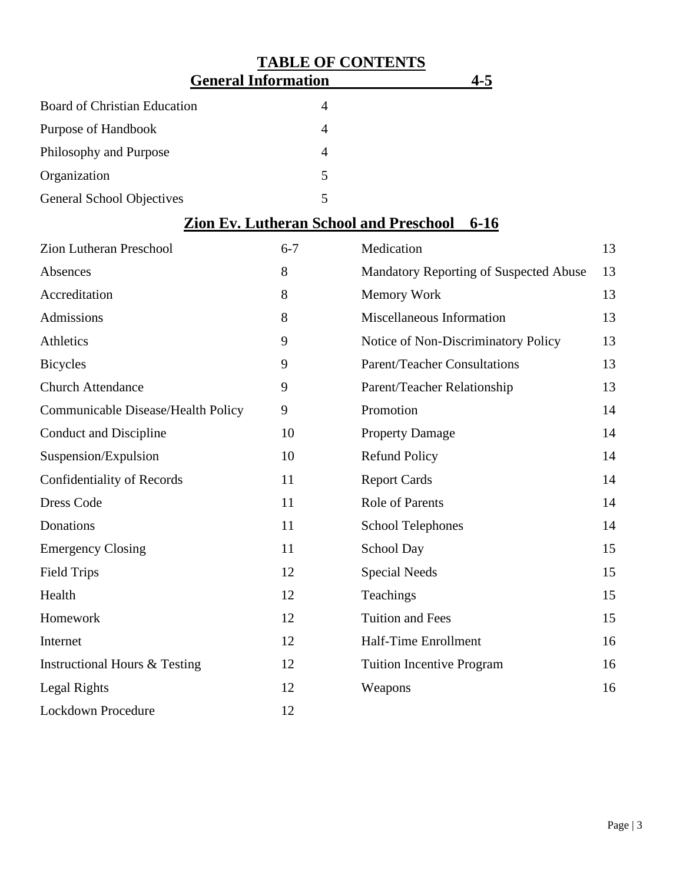# TABLE OF CONTENTS

## General Information 4-5

| | |
|---|---|
| Board of Christian Education | 4 |
| Purpose of Handbook | 4 |
| Philosophy and Purpose | 4 |
| Organization | 5 |
| General School Objectives | 5 |

## Zion Ev. Lutheran School and Preschool 6-16

| | |
|---|---|
| Zion Lutheran Preschool | 6-7 |
| Absences | 8 |
| Accreditation | 8 |
| Admissions | 8 |
| Athletics | 9 |
| Bicycles | 9 |
| Church Attendance | 9 |
| Communicable Disease/Health Policy | 9 |
| Conduct and Discipline | 10 |
| Suspension/Expulsion | 10 |
| Confidentiality of Records | 11 |
| Dress Code | 11 |
| Donations | 11 |
| Emergency Closing | 11 |
| Field Trips | 12 |
| Health | 12 |
| Homework | 12 |
| Internet | 12 |
| Instructional Hours & Testing | 12 |
| Legal Rights | 12 |
| Lockdown Procedure | 12 |
| Medication | 13 |
| Mandatory Reporting of Suspected Abuse | 13 |
| Memory Work | 13 |
| Miscellaneous Information | 13 |
| Notice of Non-Discriminatory Policy | 13 |
| Parent/Teacher Consultations | 13 |
| Parent/Teacher Relationship | 13 |
| Promotion | 14 |
| Property Damage | 14 |
| Refund Policy | 14 |
| Report Cards | 14 |
| Role of Parents | 14 |
| School Telephones | 14 |
| School Day | 15 |
| Special Needs | 15 |
| Teachings | 15 |
| Tuition and Fees | 15 |
| Half-Time Enrollment | 16 |
| Tuition Incentive Program | 16 |
| Weapons | 16 |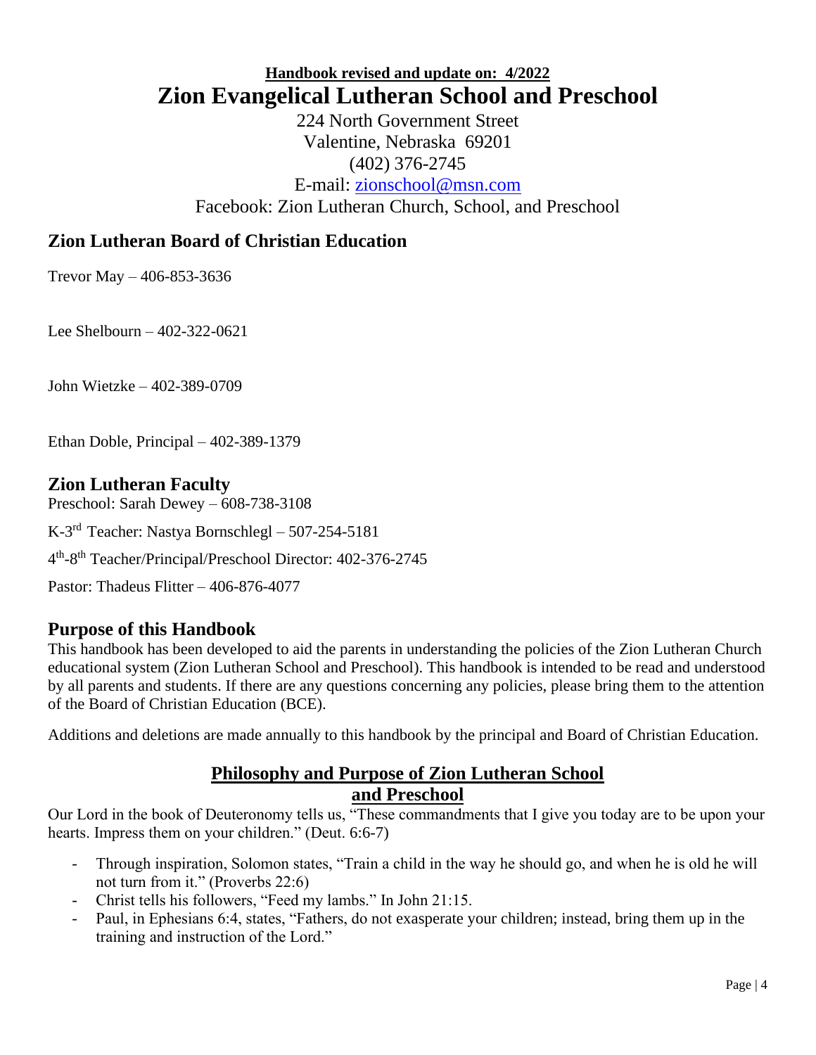**Handbook revised and update on: 4/2022**

# Zion Evangelical Lutheran School and Preschool

224 North Government Street
Valentine, Nebraska 69201
(402) 376-2745
E-mail: zionschool@msn.com
Facebook: Zion Lutheran Church, School, and Preschool

## Zion Lutheran Board of Christian Education

Trevor May – 406-853-3636

Lee Shelbourn – 402-322-0621

John Wietzke – 402-389-0709

Ethan Doble, Principal – 402-389-1379

## Zion Lutheran Faculty

Preschool: Sarah Dewey – 608-738-3108

K-3rd Teacher: Nastya Bornschlegl – 507-254-5181

4th-8th Teacher/Principal/Preschool Director: 402-376-2745

Pastor: Thadeus Flitter – 406-876-4077

## Purpose of this Handbook

This handbook has been developed to aid the parents in understanding the policies of the Zion Lutheran Church educational system (Zion Lutheran School and Preschool). This handbook is intended to be read and understood by all parents and students. If there are any questions concerning any policies, please bring them to the attention of the Board of Christian Education (BCE).

Additions and deletions are made annually to this handbook by the principal and Board of Christian Education.

## Philosophy and Purpose of Zion Lutheran School and Preschool

Our Lord in the book of Deuteronomy tells us, "These commandments that I give you today are to be upon your hearts. Impress them on your children." (Deut. 6:6-7)

- Through inspiration, Solomon states, "Train a child in the way he should go, and when he is old he will not turn from it." (Proverbs 22:6)
- Christ tells his followers, "Feed my lambs." In John 21:15.
- Paul, in Ephesians 6:4, states, "Fathers, do not exasperate your children; instead, bring them up in the training and instruction of the Lord."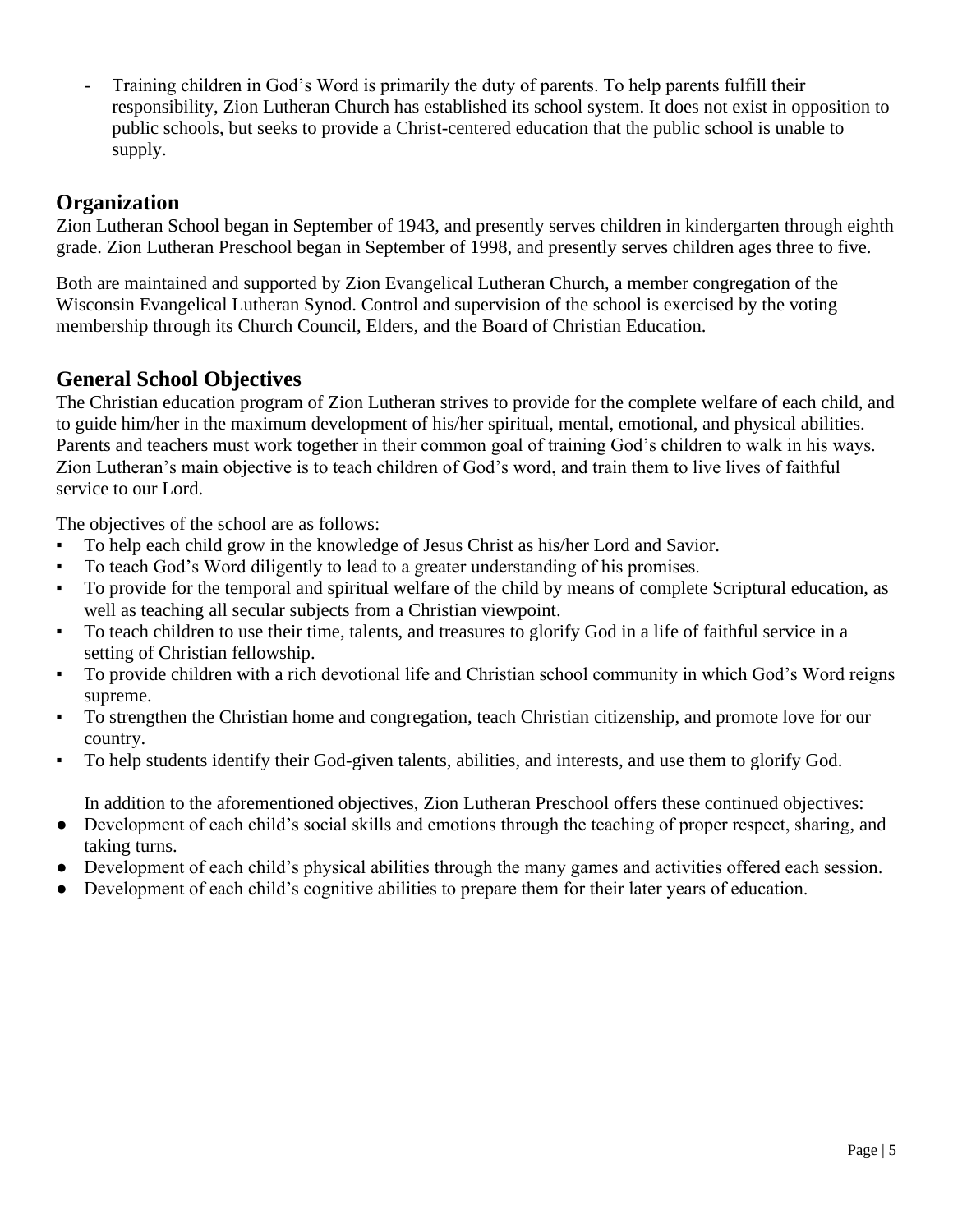- Training children in God's Word is primarily the duty of parents. To help parents fulfill their responsibility, Zion Lutheran Church has established its school system. It does not exist in opposition to public schools, but seeks to provide a Christ-centered education that the public school is unable to supply.

## Organization

Zion Lutheran School began in September of 1943, and presently serves children in kindergarten through eighth grade. Zion Lutheran Preschool began in September of 1998, and presently serves children ages three to five.

Both are maintained and supported by Zion Evangelical Lutheran Church, a member congregation of the Wisconsin Evangelical Lutheran Synod. Control and supervision of the school is exercised by the voting membership through its Church Council, Elders, and the Board of Christian Education.

## General School Objectives

The Christian education program of Zion Lutheran strives to provide for the complete welfare of each child, and to guide him/her in the maximum development of his/her spiritual, mental, emotional, and physical abilities. Parents and teachers must work together in their common goal of training God's children to walk in his ways. Zion Lutheran's main objective is to teach children of God's word, and train them to live lives of faithful service to our Lord.

The objectives of the school are as follows:

- To help each child grow in the knowledge of Jesus Christ as his/her Lord and Savior.
- To teach God's Word diligently to lead to a greater understanding of his promises.
- To provide for the temporal and spiritual welfare of the child by means of complete Scriptural education, as well as teaching all secular subjects from a Christian viewpoint.
- To teach children to use their time, talents, and treasures to glorify God in a life of faithful service in a setting of Christian fellowship.
- To provide children with a rich devotional life and Christian school community in which God's Word reigns supreme.
- To strengthen the Christian home and congregation, teach Christian citizenship, and promote love for our country.
- To help students identify their God-given talents, abilities, and interests, and use them to glorify God.

In addition to the aforementioned objectives, Zion Lutheran Preschool offers these continued objectives:

- Development of each child's social skills and emotions through the teaching of proper respect, sharing, and taking turns.
- Development of each child's physical abilities through the many games and activities offered each session.
- Development of each child's cognitive abilities to prepare them for their later years of education.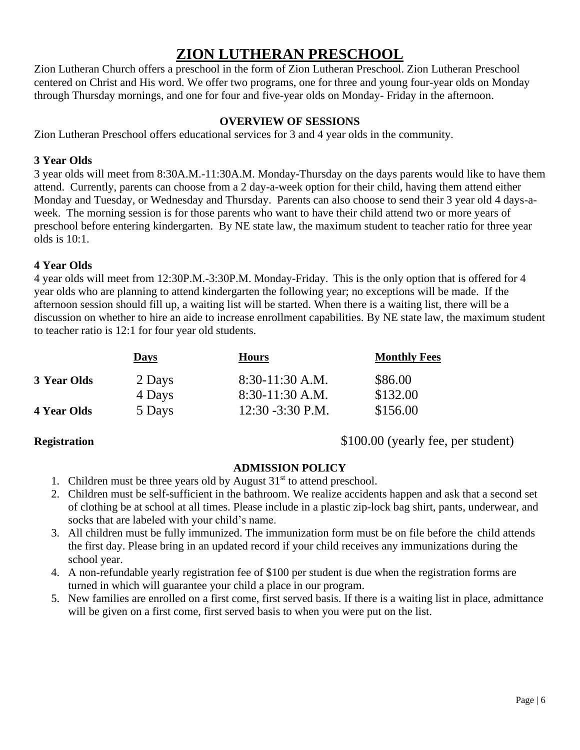# ZION LUTHERAN PRESCHOOL

Zion Lutheran Church offers a preschool in the form of Zion Lutheran Preschool. Zion Lutheran Preschool centered on Christ and His word. We offer two programs, one for three and young four-year olds on Monday through Thursday mornings, and one for four and five-year olds on Monday- Friday in the afternoon.

### OVERVIEW OF SESSIONS

Zion Lutheran Preschool offers educational services for 3 and 4 year olds in the community.

**3 Year Olds**

3 year olds will meet from 8:30A.M.-11:30A.M. Monday-Thursday on the days parents would like to have them attend. Currently, parents can choose from a 2 day-a-week option for their child, having them attend either Monday and Tuesday, or Wednesday and Thursday. Parents can also choose to send their 3 year old 4 days-a-week. The morning session is for those parents who want to have their child attend two or more years of preschool before entering kindergarten. By NE state law, the maximum student to teacher ratio for three year olds is 10:1.

**4 Year Olds**

4 year olds will meet from 12:30P.M.-3:30P.M. Monday-Friday. This is the only option that is offered for 4 year olds who are planning to attend kindergarten the following year; no exceptions will be made. If the afternoon session should fill up, a waiting list will be started. When there is a waiting list, there will be a discussion on whether to hire an aide to increase enrollment capabilities. By NE state law, the maximum student to teacher ratio is 12:1 for four year old students.

| | Days | Hours | Monthly Fees |
|---|---|---|---|
| **3 Year Olds** | 2 Days | 8:30-11:30 A.M. | $86.00 |
| | 4 Days | 8:30-11:30 A.M. | $132.00 |
| **4 Year Olds** | 5 Days | 12:30 -3:30 P.M. | $156.00 |
| **Registration** | | | $100.00 (yearly fee, per student) |

### ADMISSION POLICY

1. Children must be three years old by August 31st to attend preschool.
2. Children must be self-sufficient in the bathroom. We realize accidents happen and ask that a second set of clothing be at school at all times. Please include in a plastic zip-lock bag shirt, pants, underwear, and socks that are labeled with your child's name.
3. All children must be fully immunized. The immunization form must be on file before the child attends the first day. Please bring in an updated record if your child receives any immunizations during the school year.
4. A non-refundable yearly registration fee of $100 per student is due when the registration forms are turned in which will guarantee your child a place in our program.
5. New families are enrolled on a first come, first served basis. If there is a waiting list in place, admittance will be given on a first come, first served basis to when you were put on the list.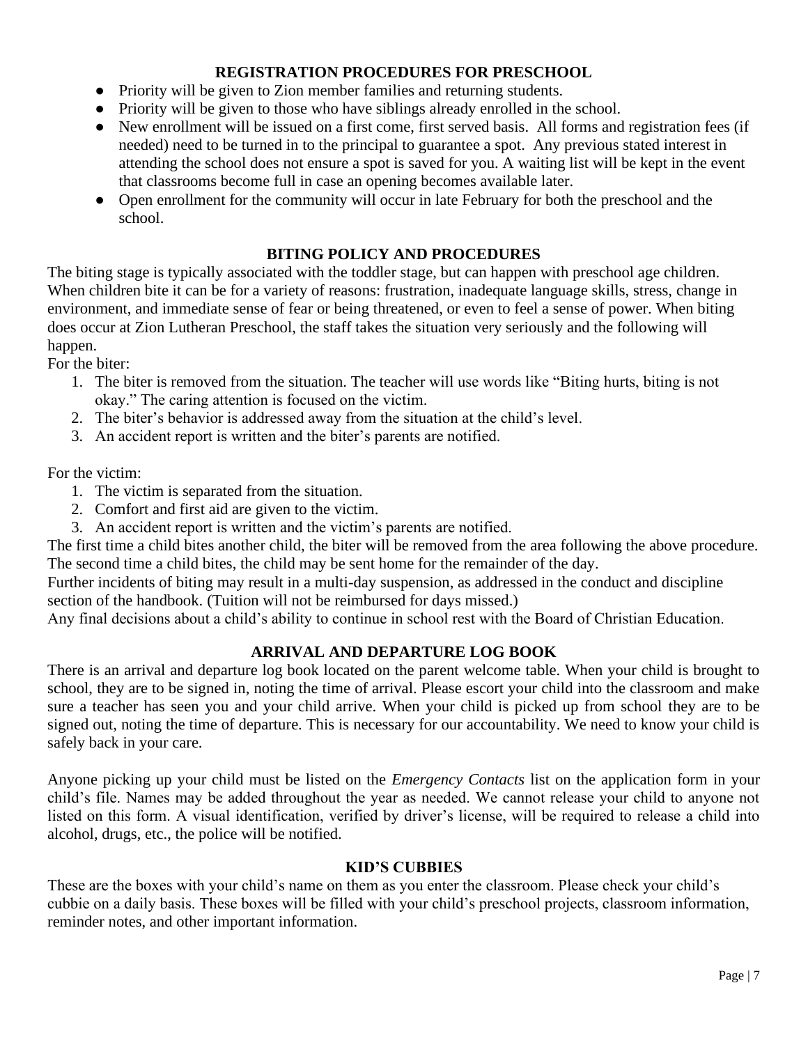## REGISTRATION PROCEDURES FOR PRESCHOOL

- Priority will be given to Zion member families and returning students.
- Priority will be given to those who have siblings already enrolled in the school.
- New enrollment will be issued on a first come, first served basis. All forms and registration fees (if needed) need to be turned in to the principal to guarantee a spot. Any previous stated interest in attending the school does not ensure a spot is saved for you. A waiting list will be kept in the event that classrooms become full in case an opening becomes available later.
- Open enrollment for the community will occur in late February for both the preschool and the school.

## BITING POLICY AND PROCEDURES

The biting stage is typically associated with the toddler stage, but can happen with preschool age children. When children bite it can be for a variety of reasons: frustration, inadequate language skills, stress, change in environment, and immediate sense of fear or being threatened, or even to feel a sense of power. When biting does occur at Zion Lutheran Preschool, the staff takes the situation very seriously and the following will happen.

For the biter:

1. The biter is removed from the situation. The teacher will use words like "Biting hurts, biting is not okay." The caring attention is focused on the victim.
2. The biter's behavior is addressed away from the situation at the child's level.
3. An accident report is written and the biter's parents are notified.

For the victim:

1. The victim is separated from the situation.
2. Comfort and first aid are given to the victim.
3. An accident report is written and the victim's parents are notified.

The first time a child bites another child, the biter will be removed from the area following the above procedure. The second time a child bites, the child may be sent home for the remainder of the day.

Further incidents of biting may result in a multi-day suspension, as addressed in the conduct and discipline section of the handbook. (Tuition will not be reimbursed for days missed.)

Any final decisions about a child's ability to continue in school rest with the Board of Christian Education.

## ARRIVAL AND DEPARTURE LOG BOOK

There is an arrival and departure log book located on the parent welcome table. When your child is brought to school, they are to be signed in, noting the time of arrival. Please escort your child into the classroom and make sure a teacher has seen you and your child arrive. When your child is picked up from school they are to be signed out, noting the time of departure. This is necessary for our accountability. We need to know your child is safely back in your care.

Anyone picking up your child must be listed on the *Emergency Contacts* list on the application form in your child's file. Names may be added throughout the year as needed. We cannot release your child to anyone not listed on this form. A visual identification, verified by driver's license, will be required to release a child into alcohol, drugs, etc., the police will be notified.

## KID'S CUBBIES

These are the boxes with your child's name on them as you enter the classroom. Please check your child's cubbie on a daily basis. These boxes will be filled with your child's preschool projects, classroom information, reminder notes, and other important information.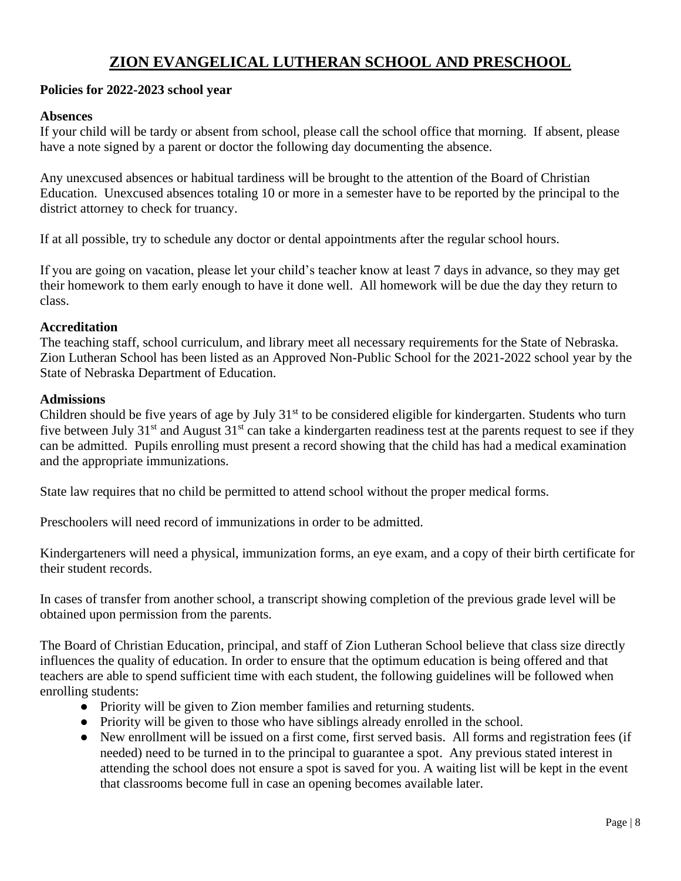# ZION EVANGELICAL LUTHERAN SCHOOL AND PRESCHOOL

**Policies for 2022-2023 school year**

**Absences**

If your child will be tardy or absent from school, please call the school office that morning. If absent, please have a note signed by a parent or doctor the following day documenting the absence.

Any unexcused absences or habitual tardiness will be brought to the attention of the Board of Christian Education. Unexcused absences totaling 10 or more in a semester have to be reported by the principal to the district attorney to check for truancy.

If at all possible, try to schedule any doctor or dental appointments after the regular school hours.

If you are going on vacation, please let your child's teacher know at least 7 days in advance, so they may get their homework to them early enough to have it done well. All homework will be due the day they return to class.

**Accreditation**

The teaching staff, school curriculum, and library meet all necessary requirements for the State of Nebraska. Zion Lutheran School has been listed as an Approved Non-Public School for the 2021-2022 school year by the State of Nebraska Department of Education.

**Admissions**

Children should be five years of age by July 31st to be considered eligible for kindergarten. Students who turn five between July 31st and August 31st can take a kindergarten readiness test at the parents request to see if they can be admitted. Pupils enrolling must present a record showing that the child has had a medical examination and the appropriate immunizations.

State law requires that no child be permitted to attend school without the proper medical forms.

Preschoolers will need record of immunizations in order to be admitted.

Kindergarteners will need a physical, immunization forms, an eye exam, and a copy of their birth certificate for their student records.

In cases of transfer from another school, a transcript showing completion of the previous grade level will be obtained upon permission from the parents.

The Board of Christian Education, principal, and staff of Zion Lutheran School believe that class size directly influences the quality of education. In order to ensure that the optimum education is being offered and that teachers are able to spend sufficient time with each student, the following guidelines will be followed when enrolling students:

- Priority will be given to Zion member families and returning students.
- Priority will be given to those who have siblings already enrolled in the school.
- New enrollment will be issued on a first come, first served basis. All forms and registration fees (if needed) need to be turned in to the principal to guarantee a spot. Any previous stated interest in attending the school does not ensure a spot is saved for you. A waiting list will be kept in the event that classrooms become full in case an opening becomes available later.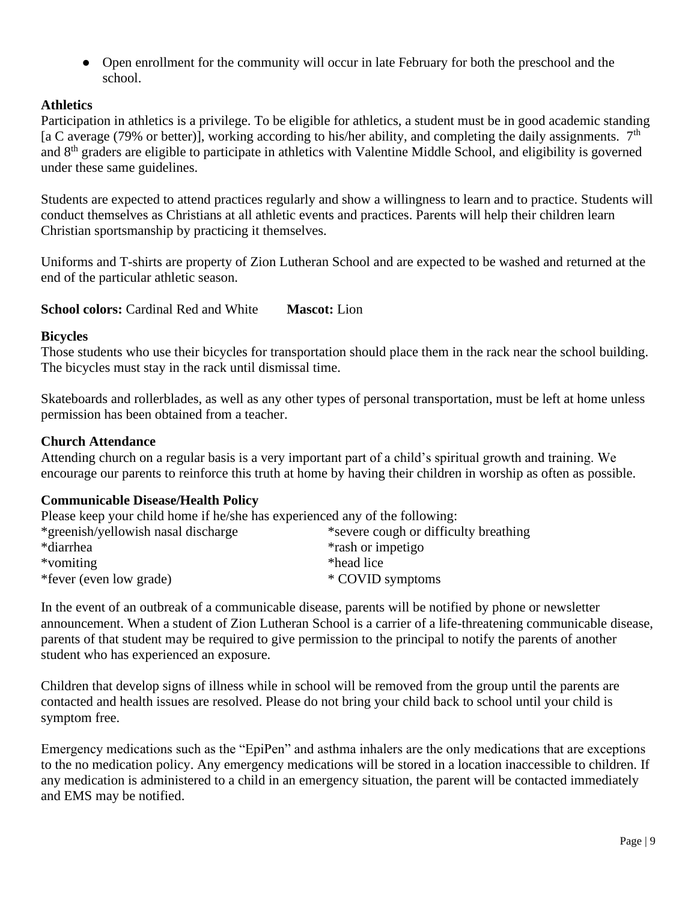- Open enrollment for the community will occur in late February for both the preschool and the school.

**Athletics**

Participation in athletics is a privilege. To be eligible for athletics, a student must be in good academic standing [a C average (79% or better)], working according to his/her ability, and completing the daily assignments. 7th and 8th graders are eligible to participate in athletics with Valentine Middle School, and eligibility is governed under these same guidelines.

Students are expected to attend practices regularly and show a willingness to learn and to practice. Students will conduct themselves as Christians at all athletic events and practices. Parents will help their children learn Christian sportsmanship by practicing it themselves.

Uniforms and T-shirts are property of Zion Lutheran School and are expected to be washed and returned at the end of the particular athletic season.

**School colors:** Cardinal Red and White **Mascot:** Lion

**Bicycles**

Those students who use their bicycles for transportation should place them in the rack near the school building. The bicycles must stay in the rack until dismissal time.

Skateboards and rollerblades, as well as any other types of personal transportation, must be left at home unless permission has been obtained from a teacher.

**Church Attendance**

Attending church on a regular basis is a very important part of a child's spiritual growth and training. We encourage our parents to reinforce this truth at home by having their children in worship as often as possible.

**Communicable Disease/Health Policy**

Please keep your child home if he/she has experienced any of the following:

*greenish/yellowish nasal discharge
*diarrhea
*vomiting
*fever (even low grade)
*severe cough or difficulty breathing
*rash or impetigo
*head lice
* COVID symptoms

In the event of an outbreak of a communicable disease, parents will be notified by phone or newsletter announcement. When a student of Zion Lutheran School is a carrier of a life-threatening communicable disease, parents of that student may be required to give permission to the principal to notify the parents of another student who has experienced an exposure.

Children that develop signs of illness while in school will be removed from the group until the parents are contacted and health issues are resolved. Please do not bring your child back to school until your child is symptom free.

Emergency medications such as the "EpiPen" and asthma inhalers are the only medications that are exceptions to the no medication policy. Any emergency medications will be stored in a location inaccessible to children. If any medication is administered to a child in an emergency situation, the parent will be contacted immediately and EMS may be notified.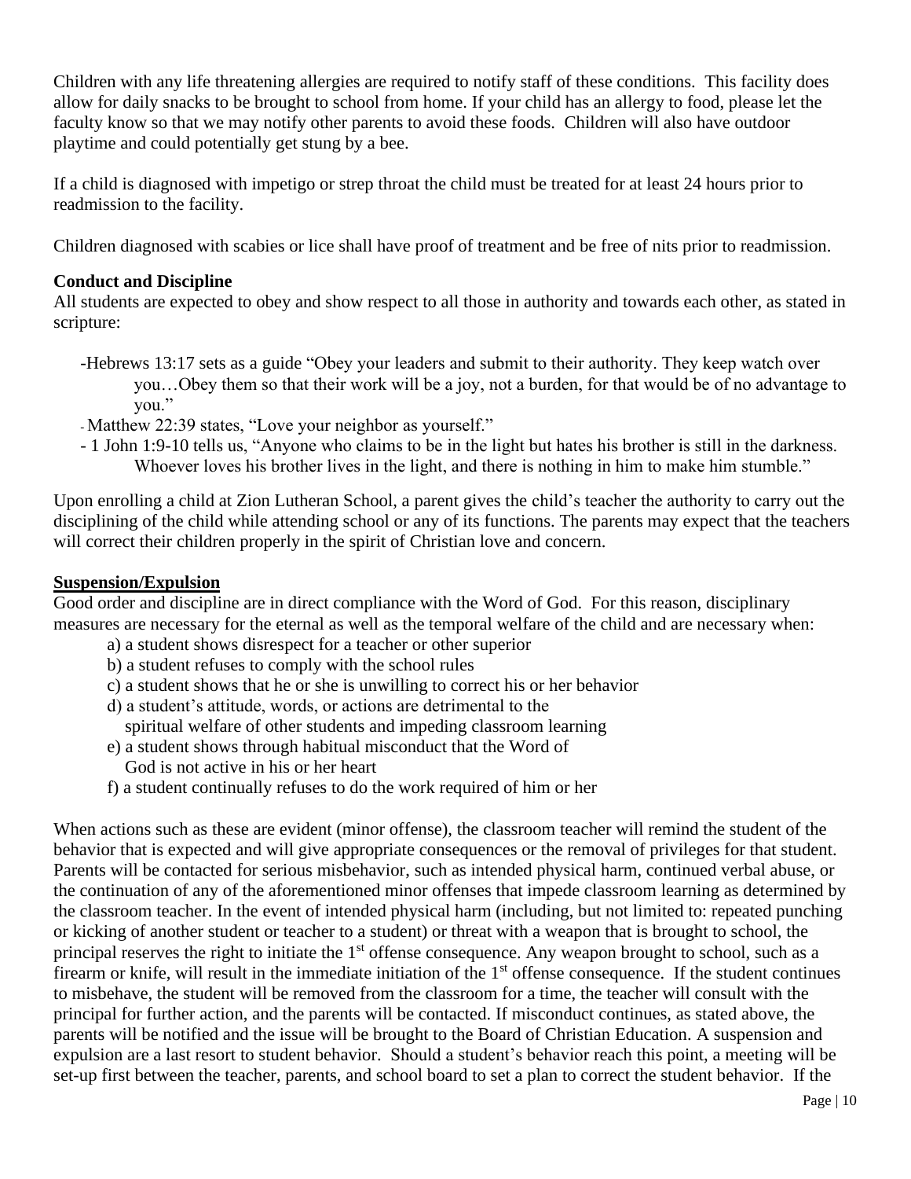Children with any life threatening allergies are required to notify staff of these conditions. This facility does allow for daily snacks to be brought to school from home. If your child has an allergy to food, please let the faculty know so that we may notify other parents to avoid these foods. Children will also have outdoor playtime and could potentially get stung by a bee.

If a child is diagnosed with impetigo or strep throat the child must be treated for at least 24 hours prior to readmission to the facility.

Children diagnosed with scabies or lice shall have proof of treatment and be free of nits prior to readmission.

### Conduct and Discipline

All students are expected to obey and show respect to all those in authority and towards each other, as stated in scripture:

- Hebrews 13:17 sets as a guide "Obey your leaders and submit to their authority. They keep watch over you…Obey them so that their work will be a joy, not a burden, for that would be of no advantage to you."
- Matthew 22:39 states, "Love your neighbor as yourself."
- 1 John 1:9-10 tells us, "Anyone who claims to be in the light but hates his brother is still in the darkness. Whoever loves his brother lives in the light, and there is nothing in him to make him stumble."

Upon enrolling a child at Zion Lutheran School, a parent gives the child's teacher the authority to carry out the disciplining of the child while attending school or any of its functions. The parents may expect that the teachers will correct their children properly in the spirit of Christian love and concern.

### Suspension/Expulsion

Good order and discipline are in direct compliance with the Word of God. For this reason, disciplinary measures are necessary for the eternal as well as the temporal welfare of the child and are necessary when:

a) a student shows disrespect for a teacher or other superior
b) a student refuses to comply with the school rules
c) a student shows that he or she is unwilling to correct his or her behavior
d) a student's attitude, words, or actions are detrimental to the spiritual welfare of other students and impeding classroom learning
e) a student shows through habitual misconduct that the Word of God is not active in his or her heart
f) a student continually refuses to do the work required of him or her

When actions such as these are evident (minor offense), the classroom teacher will remind the student of the behavior that is expected and will give appropriate consequences or the removal of privileges for that student. Parents will be contacted for serious misbehavior, such as intended physical harm, continued verbal abuse, or the continuation of any of the aforementioned minor offenses that impede classroom learning as determined by the classroom teacher. In the event of intended physical harm (including, but not limited to: repeated punching or kicking of another student or teacher to a student) or threat with a weapon that is brought to school, the principal reserves the right to initiate the 1st offense consequence. Any weapon brought to school, such as a firearm or knife, will result in the immediate initiation of the 1st offense consequence. If the student continues to misbehave, the student will be removed from the classroom for a time, the teacher will consult with the principal for further action, and the parents will be contacted. If misconduct continues, as stated above, the parents will be notified and the issue will be brought to the Board of Christian Education. A suspension and expulsion are a last resort to student behavior. Should a student's behavior reach this point, a meeting will be set-up first between the teacher, parents, and school board to set a plan to correct the student behavior. If the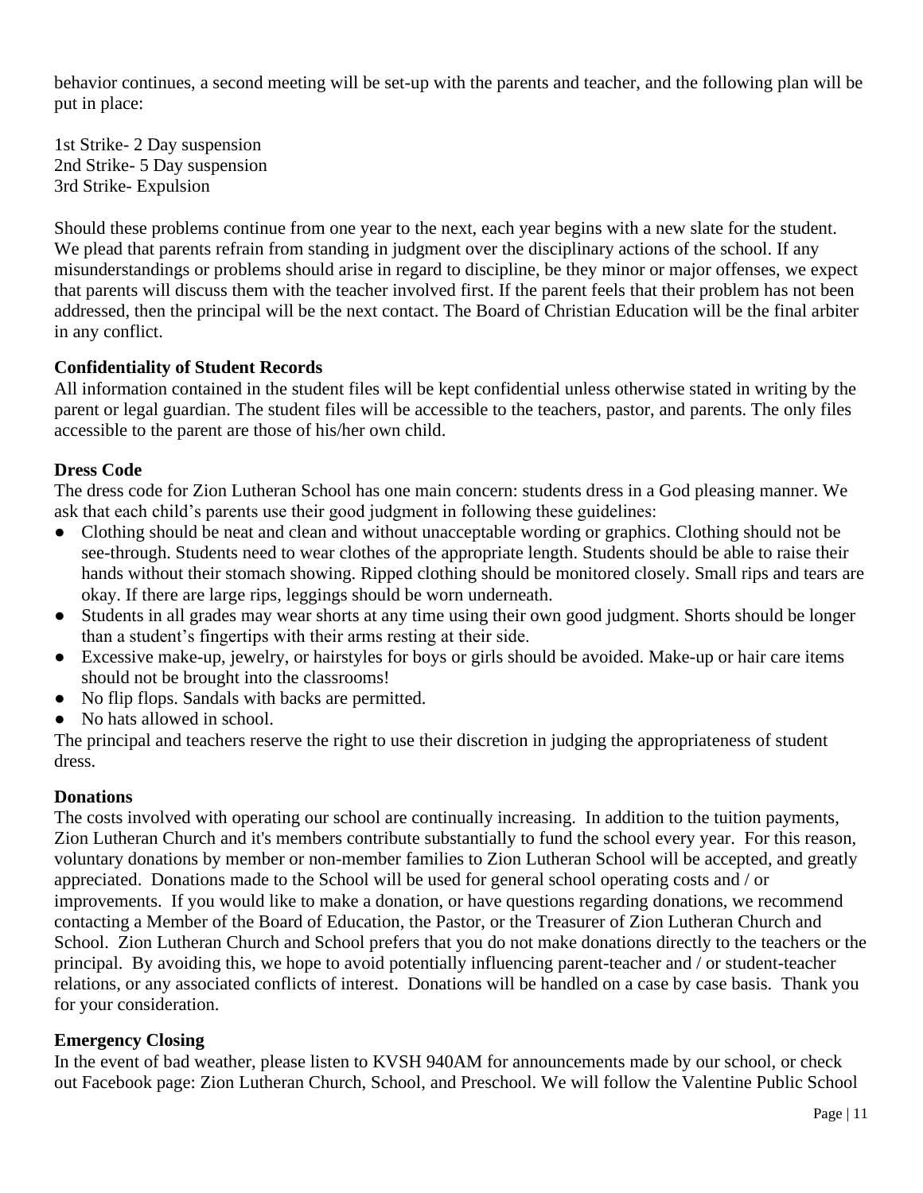behavior continues, a second meeting will be set-up with the parents and teacher, and the following plan will be put in place:

1st Strike- 2 Day suspension
2nd Strike- 5 Day suspension
3rd Strike- Expulsion

Should these problems continue from one year to the next, each year begins with a new slate for the student. We plead that parents refrain from standing in judgment over the disciplinary actions of the school. If any misunderstandings or problems should arise in regard to discipline, be they minor or major offenses, we expect that parents will discuss them with the teacher involved first. If the parent feels that their problem has not been addressed, then the principal will be the next contact. The Board of Christian Education will be the final arbiter in any conflict.

**Confidentiality of Student Records**
All information contained in the student files will be kept confidential unless otherwise stated in writing by the parent or legal guardian. The student files will be accessible to the teachers, pastor, and parents. The only files accessible to the parent are those of his/her own child.

**Dress Code**
The dress code for Zion Lutheran School has one main concern: students dress in a God pleasing manner. We ask that each child's parents use their good judgment in following these guidelines:

- Clothing should be neat and clean and without unacceptable wording or graphics. Clothing should not be see-through. Students need to wear clothes of the appropriate length. Students should be able to raise their hands without their stomach showing. Ripped clothing should be monitored closely. Small rips and tears are okay. If there are large rips, leggings should be worn underneath.
- Students in all grades may wear shorts at any time using their own good judgment. Shorts should be longer than a student's fingertips with their arms resting at their side.
- Excessive make-up, jewelry, or hairstyles for boys or girls should be avoided. Make-up or hair care items should not be brought into the classrooms!
- No flip flops. Sandals with backs are permitted.
- No hats allowed in school.

The principal and teachers reserve the right to use their discretion in judging the appropriateness of student dress.

**Donations**
The costs involved with operating our school are continually increasing. In addition to the tuition payments, Zion Lutheran Church and it's members contribute substantially to fund the school every year. For this reason, voluntary donations by member or non-member families to Zion Lutheran School will be accepted, and greatly appreciated. Donations made to the School will be used for general school operating costs and / or improvements. If you would like to make a donation, or have questions regarding donations, we recommend contacting a Member of the Board of Education, the Pastor, or the Treasurer of Zion Lutheran Church and School. Zion Lutheran Church and School prefers that you do not make donations directly to the teachers or the principal. By avoiding this, we hope to avoid potentially influencing parent-teacher and / or student-teacher relations, or any associated conflicts of interest. Donations will be handled on a case by case basis. Thank you for your consideration.

**Emergency Closing**
In the event of bad weather, please listen to KVSH 940AM for announcements made by our school, or check out Facebook page: Zion Lutheran Church, School, and Preschool. We will follow the Valentine Public School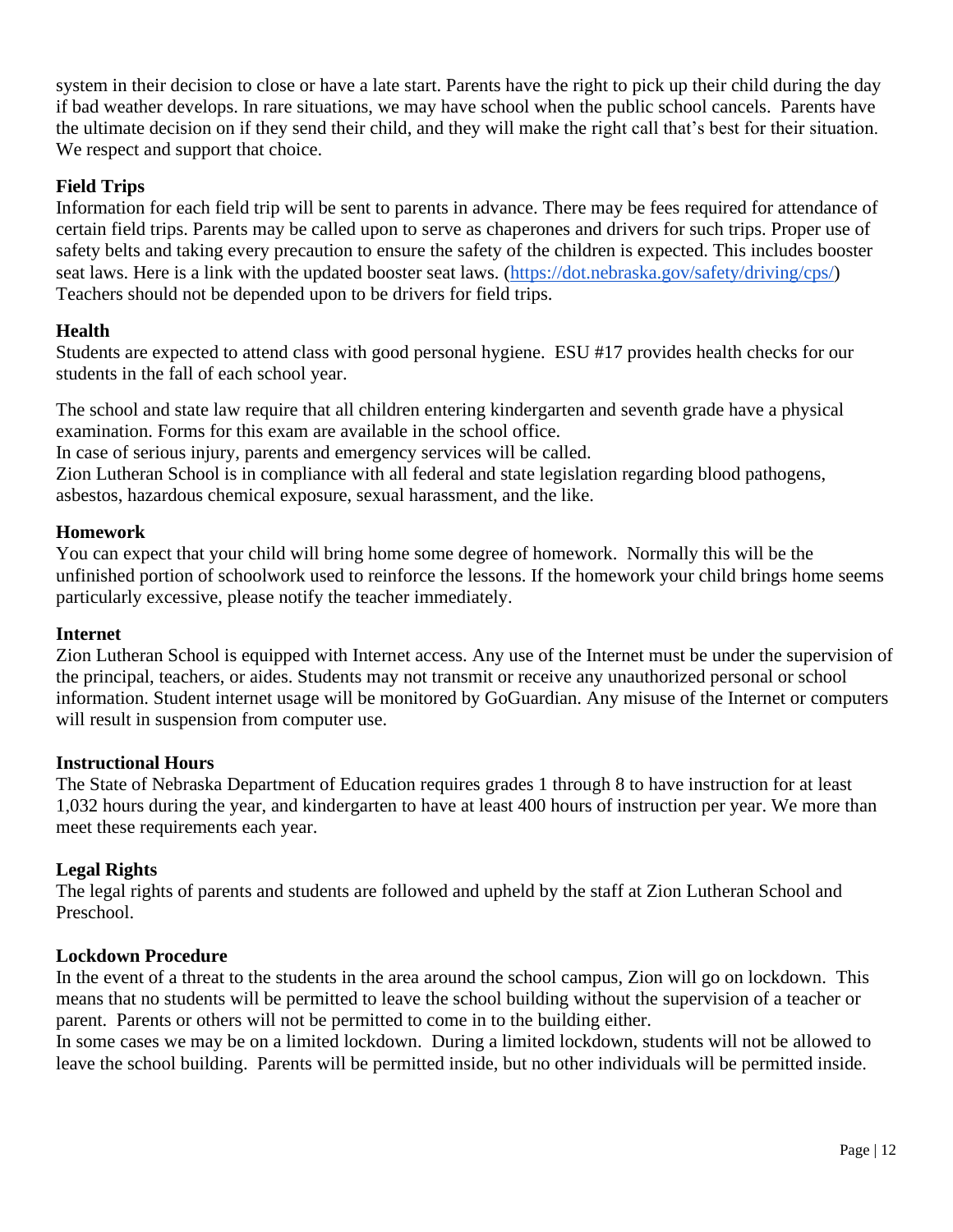system in their decision to close or have a late start. Parents have the right to pick up their child during the day if bad weather develops. In rare situations, we may have school when the public school cancels. Parents have the ultimate decision on if they send their child, and they will make the right call that's best for their situation. We respect and support that choice.

**Field Trips**

Information for each field trip will be sent to parents in advance. There may be fees required for attendance of certain field trips. Parents may be called upon to serve as chaperones and drivers for such trips. Proper use of safety belts and taking every precaution to ensure the safety of the children is expected. This includes booster seat laws. Here is a link with the updated booster seat laws. ([https://dot.nebraska.gov/safety/driving/cps/](https://dot.nebraska.gov/safety/driving/cps/)) Teachers should not be depended upon to be drivers for field trips.

**Health**

Students are expected to attend class with good personal hygiene. ESU #17 provides health checks for our students in the fall of each school year.

The school and state law require that all children entering kindergarten and seventh grade have a physical examination. Forms for this exam are available in the school office.
In case of serious injury, parents and emergency services will be called.
Zion Lutheran School is in compliance with all federal and state legislation regarding blood pathogens, asbestos, hazardous chemical exposure, sexual harassment, and the like.

**Homework**

You can expect that your child will bring home some degree of homework. Normally this will be the unfinished portion of schoolwork used to reinforce the lessons. If the homework your child brings home seems particularly excessive, please notify the teacher immediately.

**Internet**

Zion Lutheran School is equipped with Internet access. Any use of the Internet must be under the supervision of the principal, teachers, or aides. Students may not transmit or receive any unauthorized personal or school information. Student internet usage will be monitored by GoGuardian. Any misuse of the Internet or computers will result in suspension from computer use.

**Instructional Hours**

The State of Nebraska Department of Education requires grades 1 through 8 to have instruction for at least 1,032 hours during the year, and kindergarten to have at least 400 hours of instruction per year. We more than meet these requirements each year.

**Legal Rights**

The legal rights of parents and students are followed and upheld by the staff at Zion Lutheran School and Preschool.

**Lockdown Procedure**

In the event of a threat to the students in the area around the school campus, Zion will go on lockdown. This means that no students will be permitted to leave the school building without the supervision of a teacher or parent. Parents or others will not be permitted to come in to the building either.
In some cases we may be on a limited lockdown. During a limited lockdown, students will not be allowed to leave the school building. Parents will be permitted inside, but no other individuals will be permitted inside.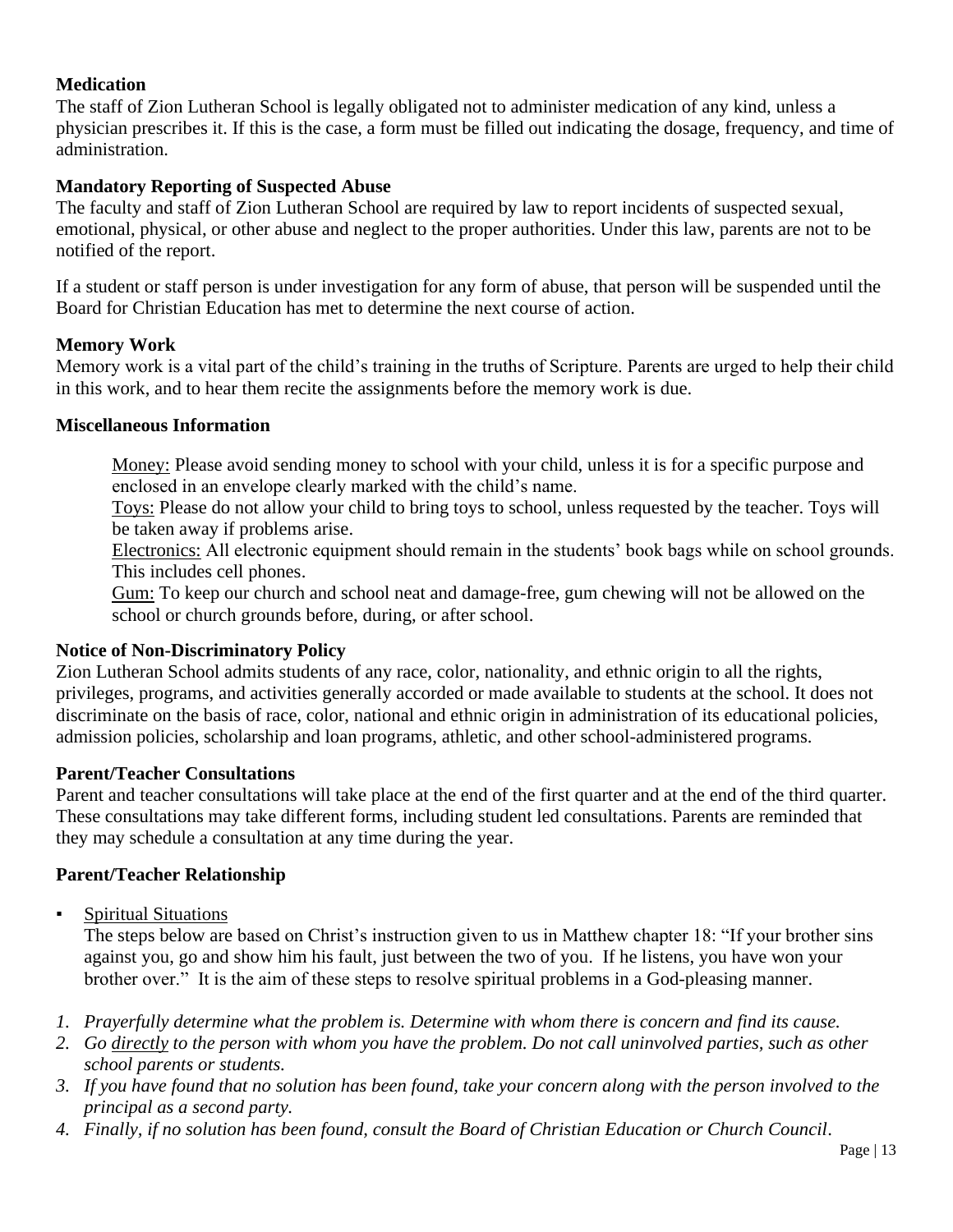**Medication**

The staff of Zion Lutheran School is legally obligated not to administer medication of any kind, unless a physician prescribes it. If this is the case, a form must be filled out indicating the dosage, frequency, and time of administration.

**Mandatory Reporting of Suspected Abuse**

The faculty and staff of Zion Lutheran School are required by law to report incidents of suspected sexual, emotional, physical, or other abuse and neglect to the proper authorities. Under this law, parents are not to be notified of the report.

If a student or staff person is under investigation for any form of abuse, that person will be suspended until the Board for Christian Education has met to determine the next course of action.

**Memory Work**

Memory work is a vital part of the child's training in the truths of Scripture. Parents are urged to help their child in this work, and to hear them recite the assignments before the memory work is due.

**Miscellaneous Information**

<u>Money:</u> Please avoid sending money to school with your child, unless it is for a specific purpose and enclosed in an envelope clearly marked with the child's name.

<u>Toys:</u> Please do not allow your child to bring toys to school, unless requested by the teacher. Toys will be taken away if problems arise.

<u>Electronics:</u> All electronic equipment should remain in the students' book bags while on school grounds. This includes cell phones.

<u>Gum:</u> To keep our church and school neat and damage-free, gum chewing will not be allowed on the school or church grounds before, during, or after school.

**Notice of Non-Discriminatory Policy**

Zion Lutheran School admits students of any race, color, nationality, and ethnic origin to all the rights, privileges, programs, and activities generally accorded or made available to students at the school. It does not discriminate on the basis of race, color, national and ethnic origin in administration of its educational policies, admission policies, scholarship and loan programs, athletic, and other school-administered programs.

**Parent/Teacher Consultations**

Parent and teacher consultations will take place at the end of the first quarter and at the end of the third quarter. These consultations may take different forms, including student led consultations. Parents are reminded that they may schedule a consultation at any time during the year.

**Parent/Teacher Relationship**

- <u>Spiritual Situations</u>

  The steps below are based on Christ's instruction given to us in Matthew chapter 18: "If your brother sins against you, go and show him his fault, just between the two of you. If he listens, you have won your brother over." It is the aim of these steps to resolve spiritual problems in a God-pleasing manner.

1. *Prayerfully determine what the problem is. Determine with whom there is concern and find its cause.*
2. *Go <u>directly</u> to the person with whom you have the problem. Do not call uninvolved parties, such as other school parents or students.*
3. *If you have found that no solution has been found, take your concern along with the person involved to the principal as a second party.*
4. *Finally, if no solution has been found, consult the Board of Christian Education or Church Council.*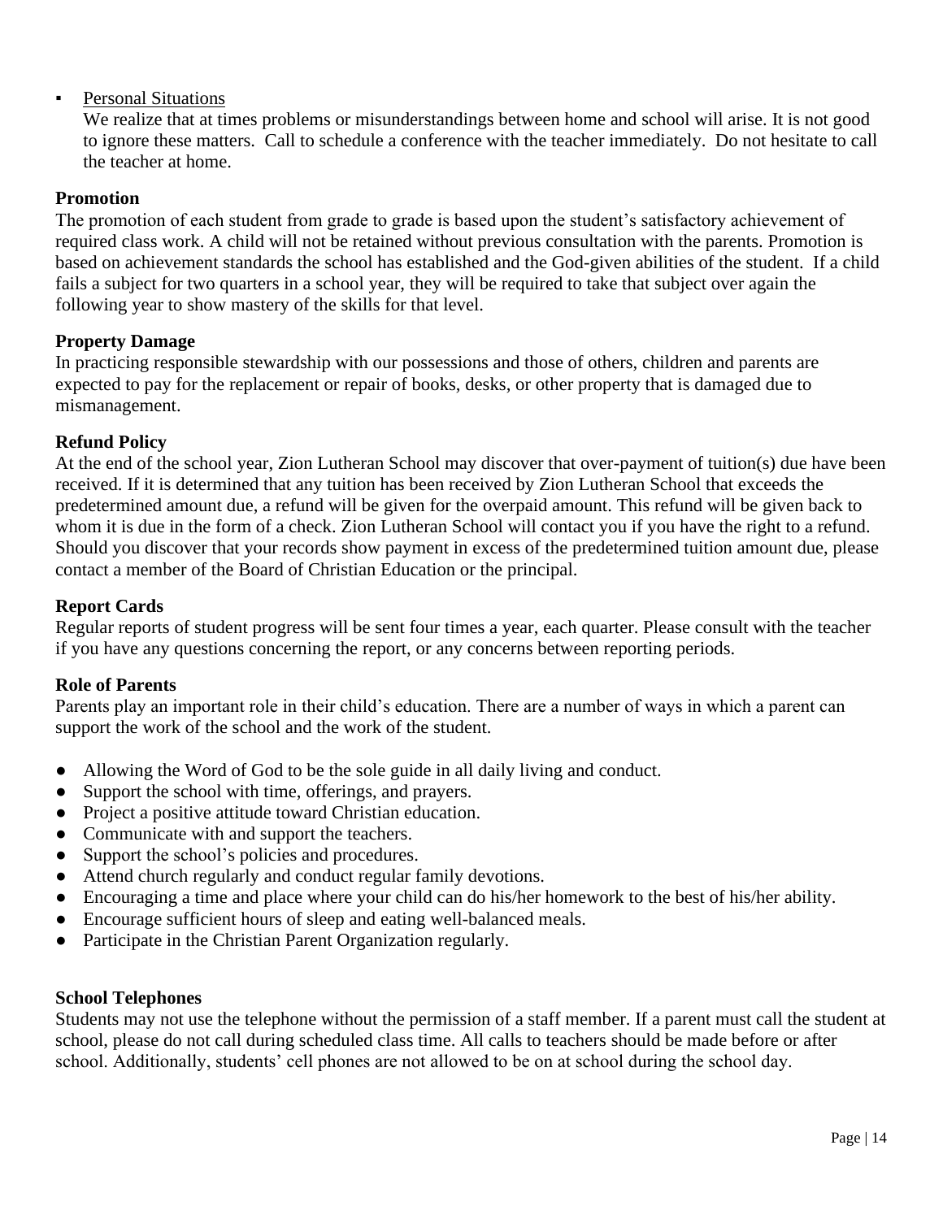- <u>Personal Situations</u>

  We realize that at times problems or misunderstandings between home and school will arise. It is not good to ignore these matters. Call to schedule a conference with the teacher immediately. Do not hesitate to call the teacher at home.

**Promotion**

The promotion of each student from grade to grade is based upon the student's satisfactory achievement of required class work. A child will not be retained without previous consultation with the parents. Promotion is based on achievement standards the school has established and the God-given abilities of the student. If a child fails a subject for two quarters in a school year, they will be required to take that subject over again the following year to show mastery of the skills for that level.

**Property Damage**

In practicing responsible stewardship with our possessions and those of others, children and parents are expected to pay for the replacement or repair of books, desks, or other property that is damaged due to mismanagement.

**Refund Policy**

At the end of the school year, Zion Lutheran School may discover that over-payment of tuition(s) due have been received. If it is determined that any tuition has been received by Zion Lutheran School that exceeds the predetermined amount due, a refund will be given for the overpaid amount. This refund will be given back to whom it is due in the form of a check. Zion Lutheran School will contact you if you have the right to a refund. Should you discover that your records show payment in excess of the predetermined tuition amount due, please contact a member of the Board of Christian Education or the principal.

**Report Cards**

Regular reports of student progress will be sent four times a year, each quarter. Please consult with the teacher if you have any questions concerning the report, or any concerns between reporting periods.

**Role of Parents**

Parents play an important role in their child's education. There are a number of ways in which a parent can support the work of the school and the work of the student.

- Allowing the Word of God to be the sole guide in all daily living and conduct.
- Support the school with time, offerings, and prayers.
- Project a positive attitude toward Christian education.
- Communicate with and support the teachers.
- Support the school's policies and procedures.
- Attend church regularly and conduct regular family devotions.
- Encouraging a time and place where your child can do his/her homework to the best of his/her ability.
- Encourage sufficient hours of sleep and eating well-balanced meals.
- Participate in the Christian Parent Organization regularly.

**School Telephones**

Students may not use the telephone without the permission of a staff member. If a parent must call the student at school, please do not call during scheduled class time. All calls to teachers should be made before or after school. Additionally, students' cell phones are not allowed to be on at school during the school day.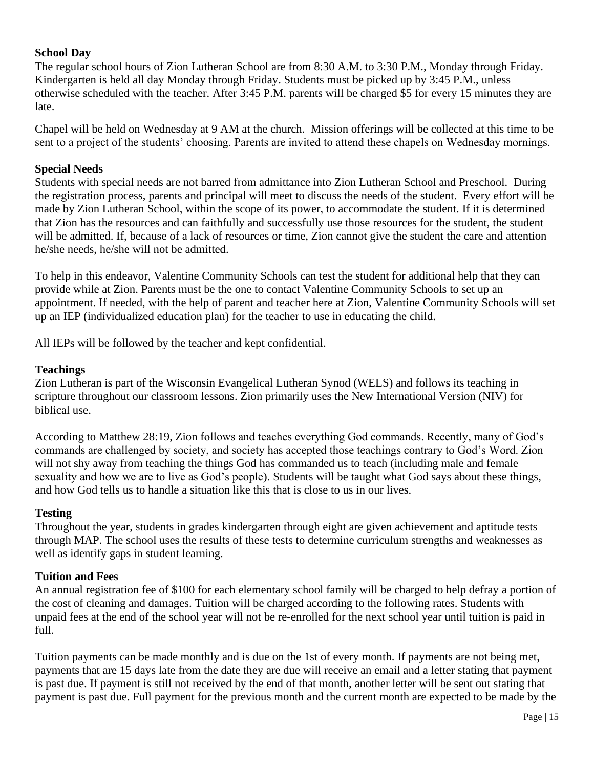### School Day

The regular school hours of Zion Lutheran School are from 8:30 A.M. to 3:30 P.M., Monday through Friday. Kindergarten is held all day Monday through Friday. Students must be picked up by 3:45 P.M., unless otherwise scheduled with the teacher. After 3:45 P.M. parents will be charged $5 for every 15 minutes they are late.

Chapel will be held on Wednesday at 9 AM at the church. Mission offerings will be collected at this time to be sent to a project of the students' choosing. Parents are invited to attend these chapels on Wednesday mornings.

### Special Needs

Students with special needs are not barred from admittance into Zion Lutheran School and Preschool. During the registration process, parents and principal will meet to discuss the needs of the student. Every effort will be made by Zion Lutheran School, within the scope of its power, to accommodate the student. If it is determined that Zion has the resources and can faithfully and successfully use those resources for the student, the student will be admitted. If, because of a lack of resources or time, Zion cannot give the student the care and attention he/she needs, he/she will not be admitted.

To help in this endeavor, Valentine Community Schools can test the student for additional help that they can provide while at Zion. Parents must be the one to contact Valentine Community Schools to set up an appointment. If needed, with the help of parent and teacher here at Zion, Valentine Community Schools will set up an IEP (individualized education plan) for the teacher to use in educating the child.

All IEPs will be followed by the teacher and kept confidential.

### Teachings

Zion Lutheran is part of the Wisconsin Evangelical Lutheran Synod (WELS) and follows its teaching in scripture throughout our classroom lessons. Zion primarily uses the New International Version (NIV) for biblical use.

According to Matthew 28:19, Zion follows and teaches everything God commands. Recently, many of God's commands are challenged by society, and society has accepted those teachings contrary to God's Word. Zion will not shy away from teaching the things God has commanded us to teach (including male and female sexuality and how we are to live as God's people). Students will be taught what God says about these things, and how God tells us to handle a situation like this that is close to us in our lives.

### Testing

Throughout the year, students in grades kindergarten through eight are given achievement and aptitude tests through MAP. The school uses the results of these tests to determine curriculum strengths and weaknesses as well as identify gaps in student learning.

### Tuition and Fees

An annual registration fee of $100 for each elementary school family will be charged to help defray a portion of the cost of cleaning and damages. Tuition will be charged according to the following rates. Students with unpaid fees at the end of the school year will not be re-enrolled for the next school year until tuition is paid in full.

Tuition payments can be made monthly and is due on the 1st of every month. If payments are not being met, payments that are 15 days late from the date they are due will receive an email and a letter stating that payment is past due. If payment is still not received by the end of that month, another letter will be sent out stating that payment is past due. Full payment for the previous month and the current month are expected to be made by the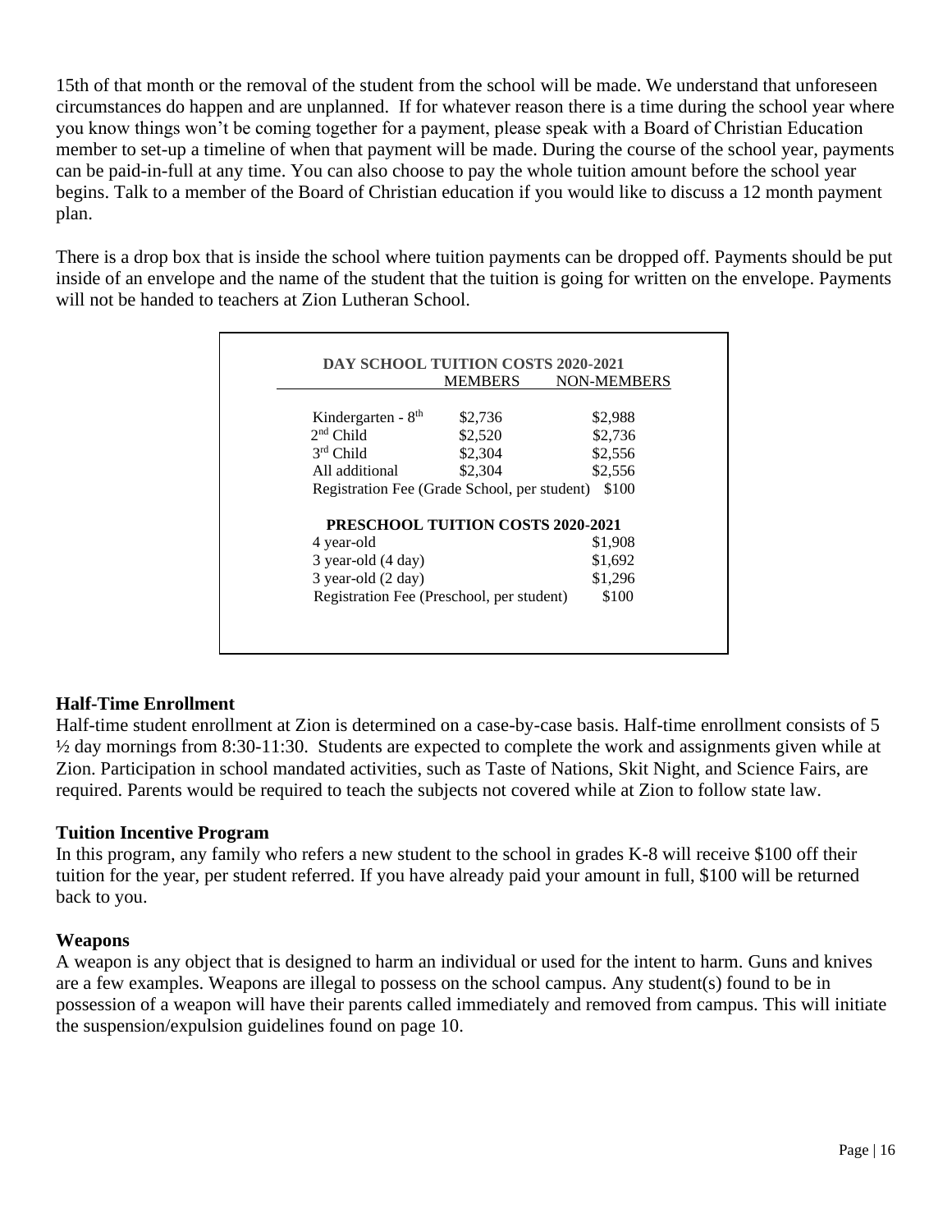15th of that month or the removal of the student from the school will be made. We understand that unforeseen circumstances do happen and are unplanned. If for whatever reason there is a time during the school year where you know things won't be coming together for a payment, please speak with a Board of Christian Education member to set-up a timeline of when that payment will be made. During the course of the school year, payments can be paid-in-full at any time. You can also choose to pay the whole tuition amount before the school year begins. Talk to a member of the Board of Christian education if you would like to discuss a 12 month payment plan.

There is a drop box that is inside the school where tuition payments can be dropped off. Payments should be put inside of an envelope and the name of the student that the tuition is going for written on the envelope. Payments will not be handed to teachers at Zion Lutheran School.

**DAY SCHOOL TUITION COSTS 2020-2021**

| | MEMBERS | NON-MEMBERS |
|---|---|---|
| Kindergarten - 8th | \$2,736 | \$2,988 |
| 2nd Child | \$2,520 | \$2,736 |
| 3rd Child | \$2,304 | \$2,556 |
| All additional | \$2,304 | \$2,556 |
| Registration Fee (Grade School, per student) | | \$100 |

**PRESCHOOL TUITION COSTS 2020-2021**

| | |
|---|---|
| 4 year-old | \$1,908 |
| 3 year-old (4 day) | \$1,692 |
| 3 year-old (2 day) | \$1,296 |
| Registration Fee (Preschool, per student) | \$100 |

### Half-Time Enrollment

Half-time student enrollment at Zion is determined on a case-by-case basis. Half-time enrollment consists of 5 ½ day mornings from 8:30-11:30. Students are expected to complete the work and assignments given while at Zion. Participation in school mandated activities, such as Taste of Nations, Skit Night, and Science Fairs, are required. Parents would be required to teach the subjects not covered while at Zion to follow state law.

### Tuition Incentive Program

In this program, any family who refers a new student to the school in grades K-8 will receive \$100 off their tuition for the year, per student referred. If you have already paid your amount in full, \$100 will be returned back to you.

### Weapons

A weapon is any object that is designed to harm an individual or used for the intent to harm. Guns and knives are a few examples. Weapons are illegal to possess on the school campus. Any student(s) found to be in possession of a weapon will have their parents called immediately and removed from campus. This will initiate the suspension/expulsion guidelines found on page 10.